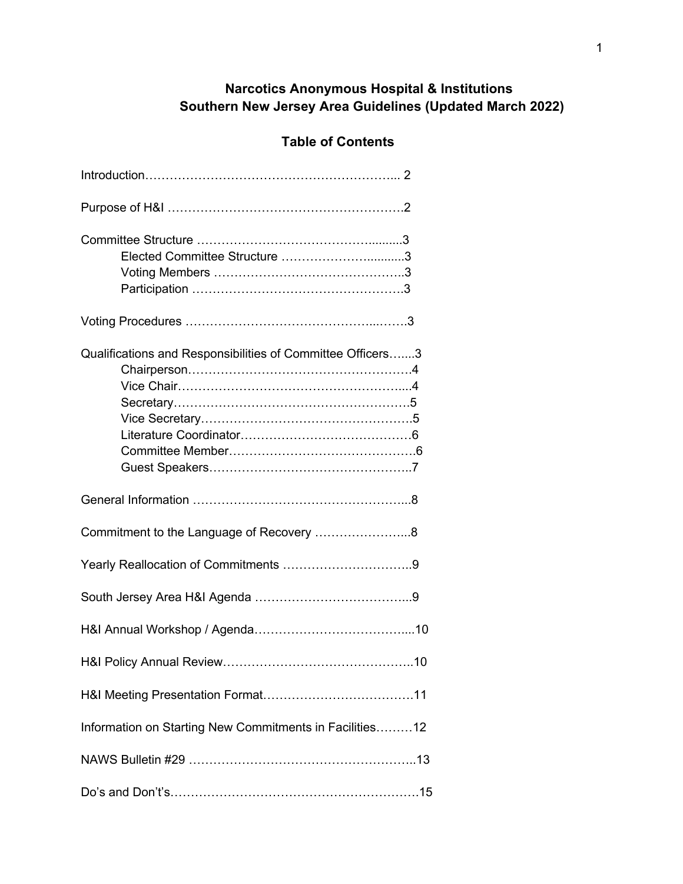# Narcotics Anonymous Hospital & Institutions
# Southern New Jersey Area Guidelines (Updated March 2022)

## Table of Contents

Introduction…………………………………………………... 2

Purpose of H&I ………………………………………………….2

Committee Structure ……………………………………..........3
- Elected Committee Structure ……………………...........3
- Voting Members ………………………………………..3
- Participation ……………………………………………3

Voting Procedures ………………………………………...…….3

Qualifications and Responsibilities of Committee Officers…....3
- Chairperson………………………………………………4
- Vice Chair…………………………………………………....4
- Secretary………………………………………………….5
- Vice Secretary…………………………………………….5
- Literature Coordinator……………………………………6
- Committee Member………………………………………6
- Guest Speakers…………………………………………..7

General Information ……………………………………………..8

Commitment to the Language of Recovery …………………...8

Yearly Reallocation of Commitments …………………………..9

South Jersey Area H&I Agenda ………………………………...9

H&I Annual Workshop / Agenda………………………………....10

H&I Policy Annual Review………………………………………..10

H&I Meeting Presentation Format……………………….………11

Information on Starting New Commitments in Facilities………12

NAWS Bulletin #29 ……………………………………………..13

Do's and Don't's……………………………………………………15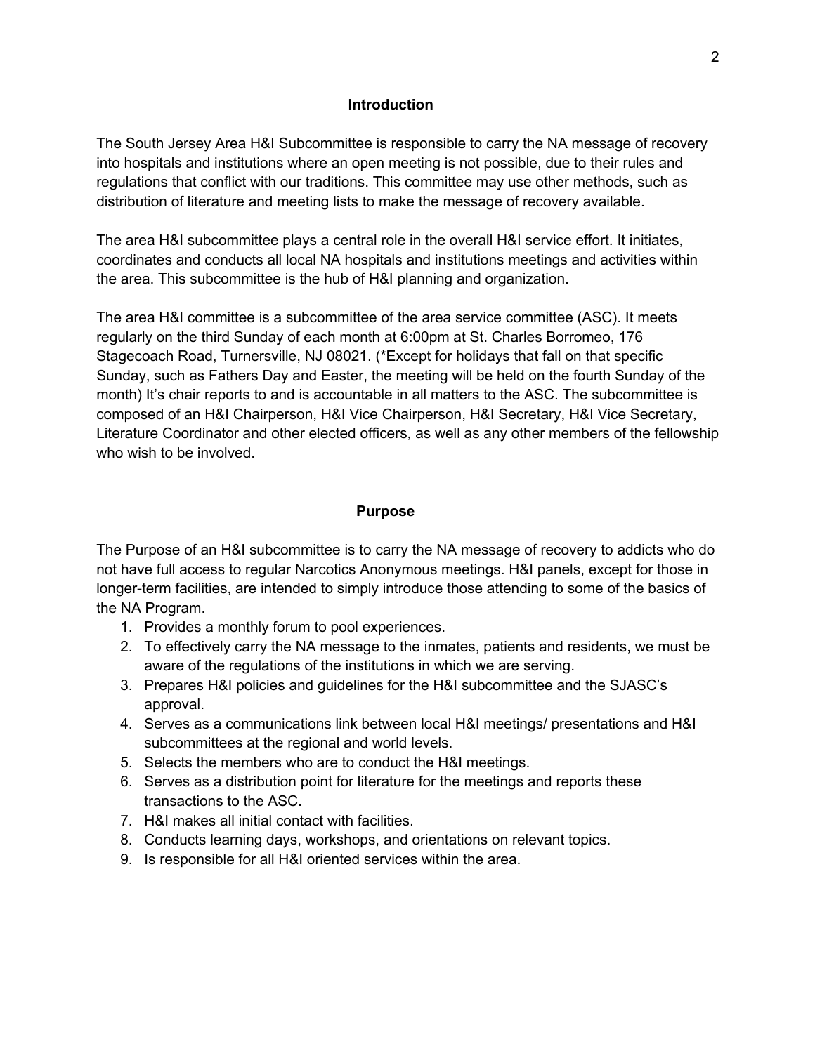## Introduction

The South Jersey Area H&I Subcommittee is responsible to carry the NA message of recovery into hospitals and institutions where an open meeting is not possible, due to their rules and regulations that conflict with our traditions. This committee may use other methods, such as distribution of literature and meeting lists to make the message of recovery available.

The area H&I subcommittee plays a central role in the overall H&I service effort. It initiates, coordinates and conducts all local NA hospitals and institutions meetings and activities within the area. This subcommittee is the hub of H&I planning and organization.

The area H&I committee is a subcommittee of the area service committee (ASC). It meets regularly on the third Sunday of each month at 6:00pm at St. Charles Borromeo, 176 Stagecoach Road, Turnersville, NJ 08021. (*Except for holidays that fall on that specific Sunday, such as Fathers Day and Easter, the meeting will be held on the fourth Sunday of the month) It's chair reports to and is accountable in all matters to the ASC. The subcommittee is composed of an H&I Chairperson, H&I Vice Chairperson, H&I Secretary, H&I Vice Secretary, Literature Coordinator and other elected officers, as well as any other members of the fellowship who wish to be involved.

## Purpose

The Purpose of an H&I subcommittee is to carry the NA message of recovery to addicts who do not have full access to regular Narcotics Anonymous meetings. H&I panels, except for those in longer-term facilities, are intended to simply introduce those attending to some of the basics of the NA Program.

1. Provides a monthly forum to pool experiences.
2. To effectively carry the NA message to the inmates, patients and residents, we must be aware of the regulations of the institutions in which we are serving.
3. Prepares H&I policies and guidelines for the H&I subcommittee and the SJASC's approval.
4. Serves as a communications link between local H&I meetings/ presentations and H&I subcommittees at the regional and world levels.
5. Selects the members who are to conduct the H&I meetings.
6. Serves as a distribution point for literature for the meetings and reports these transactions to the ASC.
7. H&I makes all initial contact with facilities.
8. Conducts learning days, workshops, and orientations on relevant topics.
9. Is responsible for all H&I oriented services within the area.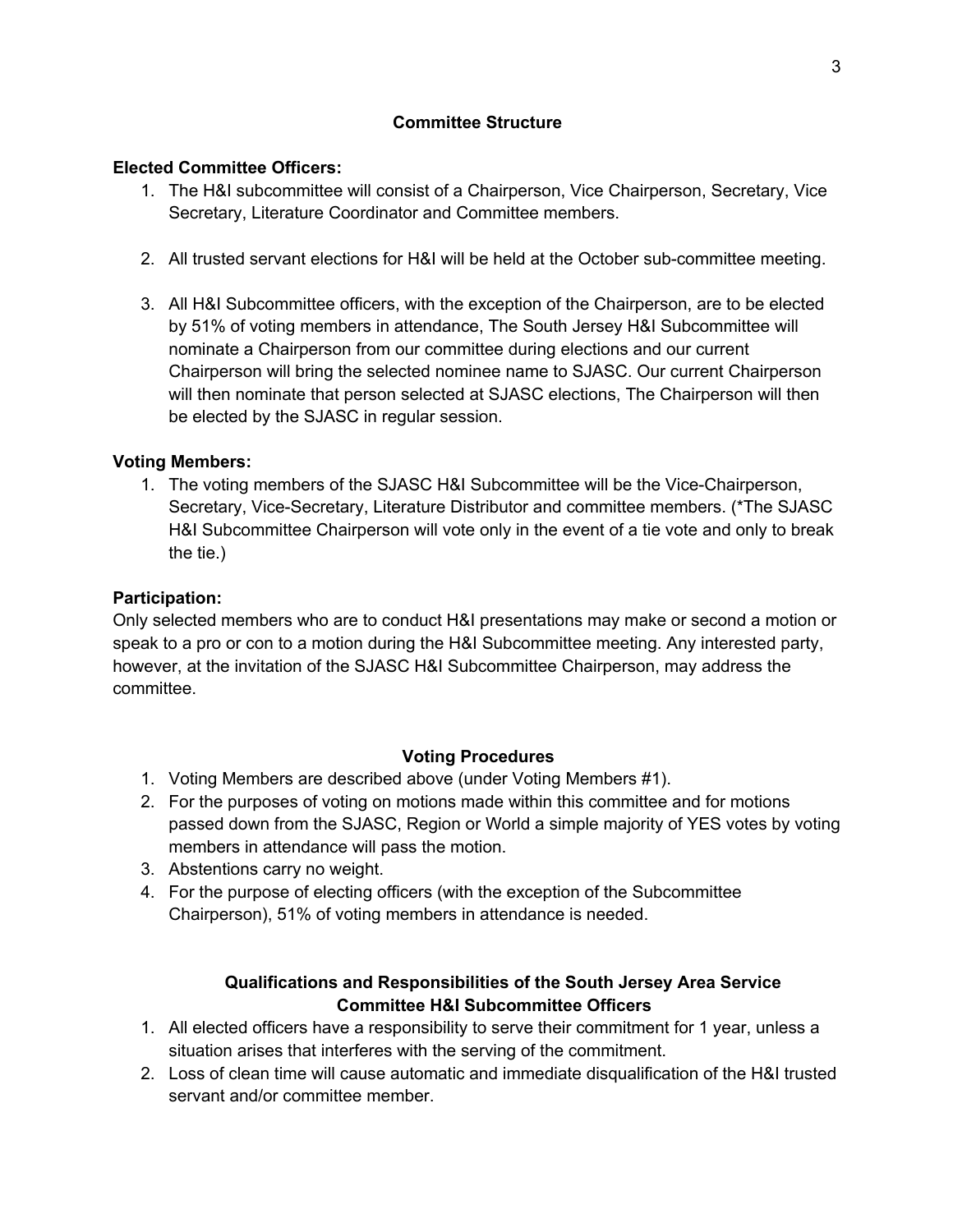## Committee Structure

**Elected Committee Officers:**

1. The H&I subcommittee will consist of a Chairperson, Vice Chairperson, Secretary, Vice Secretary, Literature Coordinator and Committee members.

2. All trusted servant elections for H&I will be held at the October sub-committee meeting.

3. All H&I Subcommittee officers, with the exception of the Chairperson, are to be elected by 51% of voting members in attendance, The South Jersey H&I Subcommittee will nominate a Chairperson from our committee during elections and our current Chairperson will bring the selected nominee name to SJASC. Our current Chairperson will then nominate that person selected at SJASC elections, The Chairperson will then be elected by the SJASC in regular session.

**Voting Members:**

1. The voting members of the SJASC H&I Subcommittee will be the Vice-Chairperson, Secretary, Vice-Secretary, Literature Distributor and committee members. (*The SJASC H&I Subcommittee Chairperson will vote only in the event of a tie vote and only to break the tie.)

**Participation:**

Only selected members who are to conduct H&I presentations may make or second a motion or speak to a pro or con to a motion during the H&I Subcommittee meeting. Any interested party, however, at the invitation of the SJASC H&I Subcommittee Chairperson, may address the committee.

## Voting Procedures

1. Voting Members are described above (under Voting Members #1).
2. For the purposes of voting on motions made within this committee and for motions passed down from the SJASC, Region or World a simple majority of YES votes by voting members in attendance will pass the motion.
3. Abstentions carry no weight.
4. For the purpose of electing officers (with the exception of the Subcommittee Chairperson), 51% of voting members in attendance is needed.

## Qualifications and Responsibilities of the South Jersey Area Service Committee H&I Subcommittee Officers

1. All elected officers have a responsibility to serve their commitment for 1 year, unless a situation arises that interferes with the serving of the commitment.
2. Loss of clean time will cause automatic and immediate disqualification of the H&I trusted servant and/or committee member.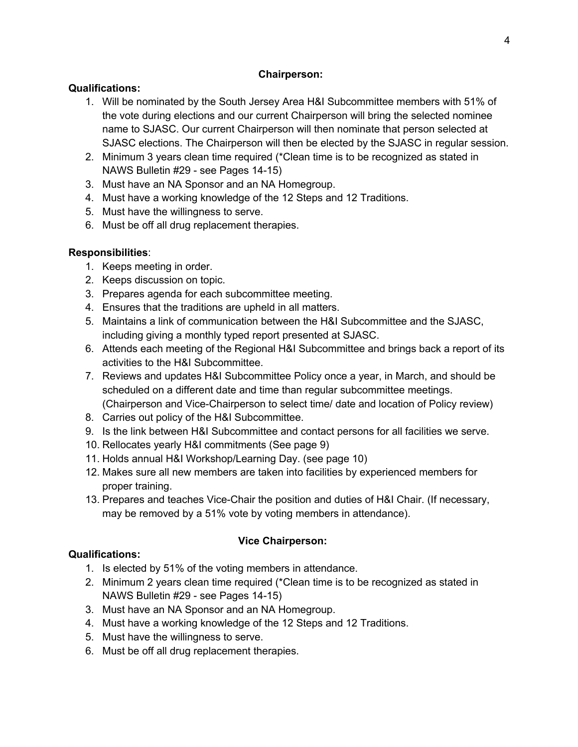## Chairperson:

**Qualifications:**

1. Will be nominated by the South Jersey Area H&I Subcommittee members with 51% of the vote during elections and our current Chairperson will bring the selected nominee name to SJASC. Our current Chairperson will then nominate that person selected at SJASC elections. The Chairperson will then be elected by the SJASC in regular session.
2. Minimum 3 years clean time required (*Clean time is to be recognized as stated in NAWS Bulletin #29 - see Pages 14-15)
3. Must have an NA Sponsor and an NA Homegroup.
4. Must have a working knowledge of the 12 Steps and 12 Traditions.
5. Must have the willingness to serve.
6. Must be off all drug replacement therapies.

**Responsibilities**:

1. Keeps meeting in order.
2. Keeps discussion on topic.
3. Prepares agenda for each subcommittee meeting.
4. Ensures that the traditions are upheld in all matters.
5. Maintains a link of communication between the H&I Subcommittee and the SJASC, including giving a monthly typed report presented at SJASC.
6. Attends each meeting of the Regional H&I Subcommittee and brings back a report of its activities to the H&I Subcommittee.
7. Reviews and updates H&I Subcommittee Policy once a year, in March, and should be scheduled on a different date and time than regular subcommittee meetings. (Chairperson and Vice-Chairperson to select time/ date and location of Policy review)
8. Carries out policy of the H&I Subcommittee.
9. Is the link between H&I Subcommittee and contact persons for all facilities we serve.
10. Rellocates yearly H&I commitments (See page 9)
11. Holds annual H&I Workshop/Learning Day. (see page 10)
12. Makes sure all new members are taken into facilities by experienced members for proper training.
13. Prepares and teaches Vice-Chair the position and duties of H&I Chair. (If necessary, may be removed by a 51% vote by voting members in attendance).

## Vice Chairperson:

**Qualifications:**

1. Is elected by 51% of the voting members in attendance.
2. Minimum 2 years clean time required (*Clean time is to be recognized as stated in NAWS Bulletin #29 - see Pages 14-15)
3. Must have an NA Sponsor and an NA Homegroup.
4. Must have a working knowledge of the 12 Steps and 12 Traditions.
5. Must have the willingness to serve.
6. Must be off all drug replacement therapies.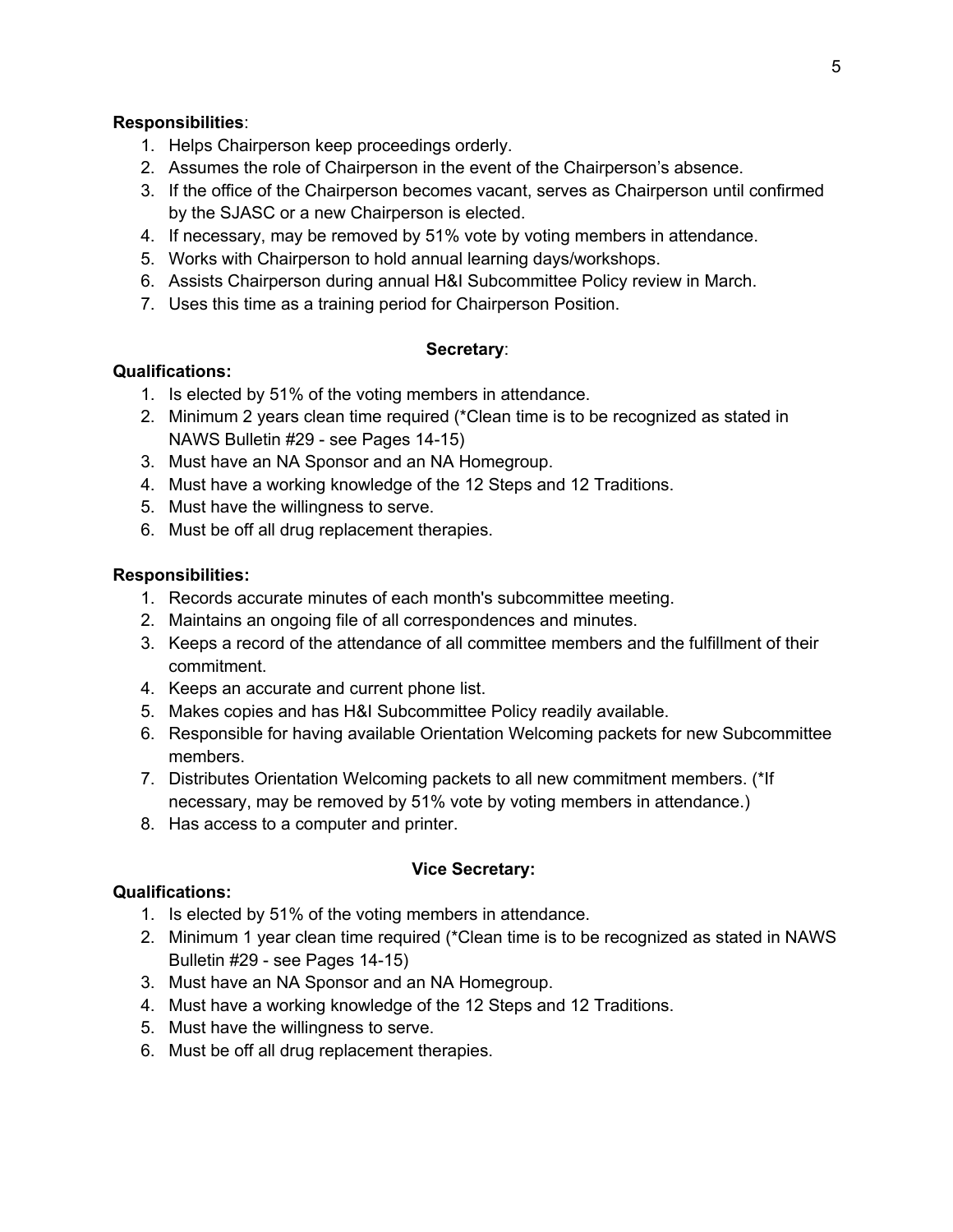**Responsibilities**:

1. Helps Chairperson keep proceedings orderly.
2. Assumes the role of Chairperson in the event of the Chairperson's absence.
3. If the office of the Chairperson becomes vacant, serves as Chairperson until confirmed by the SJASC or a new Chairperson is elected.
4. If necessary, may be removed by 51% vote by voting members in attendance.
5. Works with Chairperson to hold annual learning days/workshops.
6. Assists Chairperson during annual H&I Subcommittee Policy review in March.
7. Uses this time as a training period for Chairperson Position.

## **Secretary**:

**Qualifications:**

1. Is elected by 51% of the voting members in attendance.
2. Minimum 2 years clean time required (*Clean time is to be recognized as stated in NAWS Bulletin #29 - see Pages 14-15)
3. Must have an NA Sponsor and an NA Homegroup.
4. Must have a working knowledge of the 12 Steps and 12 Traditions.
5. Must have the willingness to serve.
6. Must be off all drug replacement therapies.

**Responsibilities:**

1. Records accurate minutes of each month's subcommittee meeting.
2. Maintains an ongoing file of all correspondences and minutes.
3. Keeps a record of the attendance of all committee members and the fulfillment of their commitment.
4. Keeps an accurate and current phone list.
5. Makes copies and has H&I Subcommittee Policy readily available.
6. Responsible for having available Orientation Welcoming packets for new Subcommittee members.
7. Distributes Orientation Welcoming packets to all new commitment members. (*If necessary, may be removed by 51% vote by voting members in attendance.)
8. Has access to a computer and printer.

## **Vice Secretary:**

**Qualifications:**

1. Is elected by 51% of the voting members in attendance.
2. Minimum 1 year clean time required (*Clean time is to be recognized as stated in NAWS Bulletin #29 - see Pages 14-15)
3. Must have an NA Sponsor and an NA Homegroup.
4. Must have a working knowledge of the 12 Steps and 12 Traditions.
5. Must have the willingness to serve.
6. Must be off all drug replacement therapies.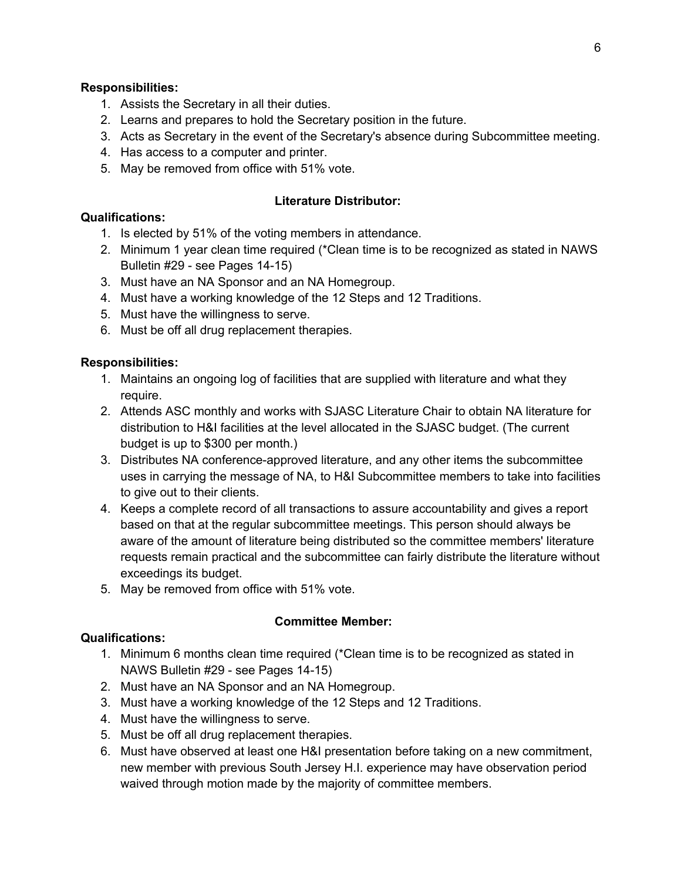**Responsibilities:**

1. Assists the Secretary in all their duties.
2. Learns and prepares to hold the Secretary position in the future.
3. Acts as Secretary in the event of the Secretary's absence during Subcommittee meeting.
4. Has access to a computer and printer.
5. May be removed from office with 51% vote.

**Literature Distributor:**

**Qualifications:**

1. Is elected by 51% of the voting members in attendance.
2. Minimum 1 year clean time required (*Clean time is to be recognized as stated in NAWS Bulletin #29 - see Pages 14-15)
3. Must have an NA Sponsor and an NA Homegroup.
4. Must have a working knowledge of the 12 Steps and 12 Traditions.
5. Must have the willingness to serve.
6. Must be off all drug replacement therapies.

**Responsibilities:**

1. Maintains an ongoing log of facilities that are supplied with literature and what they require.
2. Attends ASC monthly and works with SJASC Literature Chair to obtain NA literature for distribution to H&I facilities at the level allocated in the SJASC budget. (The current budget is up to $300 per month.)
3. Distributes NA conference-approved literature, and any other items the subcommittee uses in carrying the message of NA, to H&I Subcommittee members to take into facilities to give out to their clients.
4. Keeps a complete record of all transactions to assure accountability and gives a report based on that at the regular subcommittee meetings. This person should always be aware of the amount of literature being distributed so the committee members' literature requests remain practical and the subcommittee can fairly distribute the literature without exceedings its budget.
5. May be removed from office with 51% vote.

**Committee Member:**

**Qualifications:**

1. Minimum 6 months clean time required (*Clean time is to be recognized as stated in NAWS Bulletin #29 - see Pages 14-15)
2. Must have an NA Sponsor and an NA Homegroup.
3. Must have a working knowledge of the 12 Steps and 12 Traditions.
4. Must have the willingness to serve.
5. Must be off all drug replacement therapies.
6. Must have observed at least one H&I presentation before taking on a new commitment, new member with previous South Jersey H.I. experience may have observation period waived through motion made by the majority of committee members.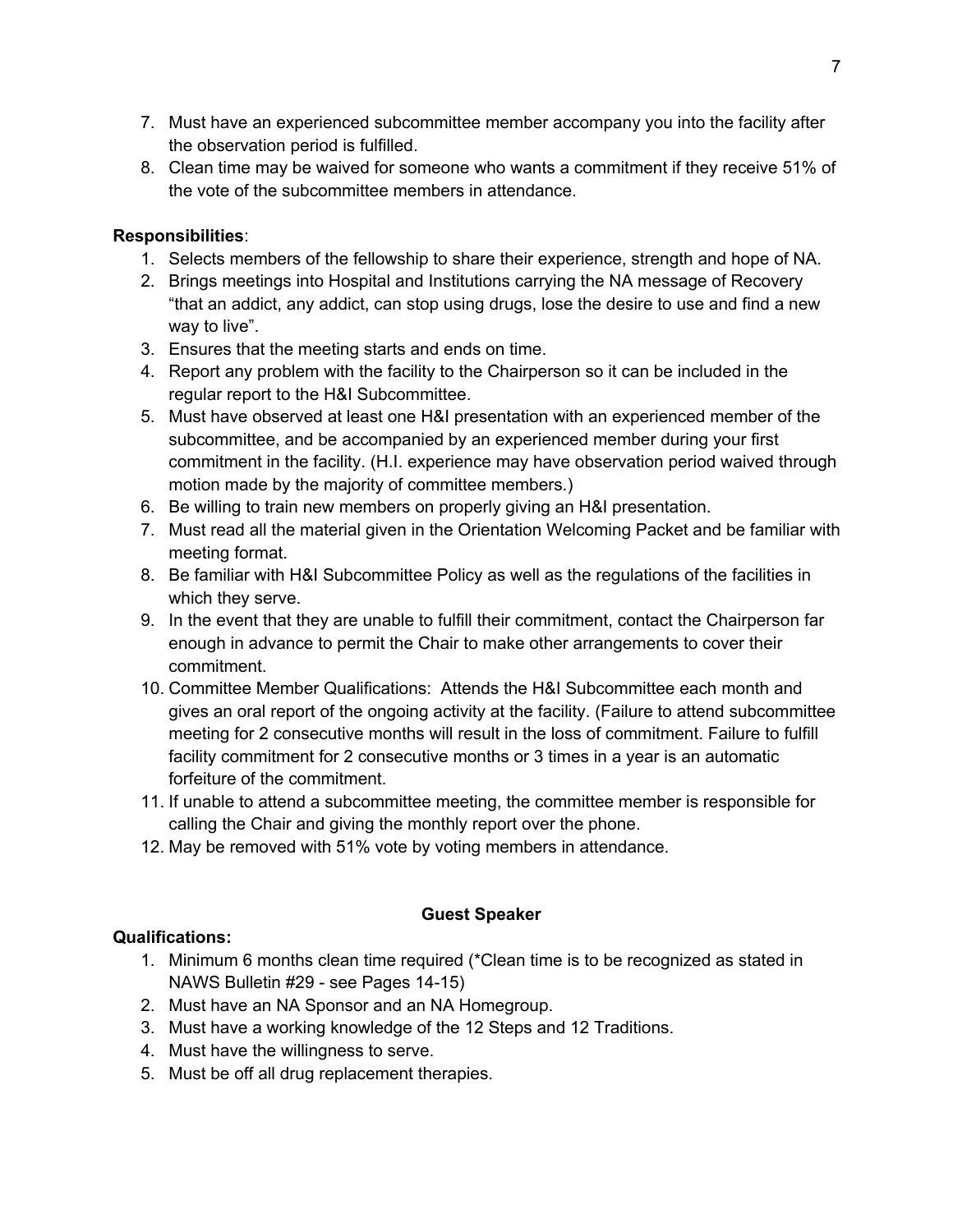7. Must have an experienced subcommittee member accompany you into the facility after the observation period is fulfilled.
8. Clean time may be waived for someone who wants a commitment if they receive 51% of the vote of the subcommittee members in attendance.

**Responsibilities**:

1. Selects members of the fellowship to share their experience, strength and hope of NA.
2. Brings meetings into Hospital and Institutions carrying the NA message of Recovery "that an addict, any addict, can stop using drugs, lose the desire to use and find a new way to live".
3. Ensures that the meeting starts and ends on time.
4. Report any problem with the facility to the Chairperson so it can be included in the regular report to the H&I Subcommittee.
5. Must have observed at least one H&I presentation with an experienced member of the subcommittee, and be accompanied by an experienced member during your first commitment in the facility. (H.I. experience may have observation period waived through motion made by the majority of committee members.)
6. Be willing to train new members on properly giving an H&I presentation.
7. Must read all the material given in the Orientation Welcoming Packet and be familiar with meeting format.
8. Be familiar with H&I Subcommittee Policy as well as the regulations of the facilities in which they serve.
9. In the event that they are unable to fulfill their commitment, contact the Chairperson far enough in advance to permit the Chair to make other arrangements to cover their commitment.
10. Committee Member Qualifications: Attends the H&I Subcommittee each month and gives an oral report of the ongoing activity at the facility. (Failure to attend subcommittee meeting for 2 consecutive months will result in the loss of commitment. Failure to fulfill facility commitment for 2 consecutive months or 3 times in a year is an automatic forfeiture of the commitment.
11. If unable to attend a subcommittee meeting, the committee member is responsible for calling the Chair and giving the monthly report over the phone.
12. May be removed with 51% vote by voting members in attendance.

## Guest Speaker

**Qualifications:**

1. Minimum 6 months clean time required (*Clean time is to be recognized as stated in NAWS Bulletin #29 - see Pages 14-15)
2. Must have an NA Sponsor and an NA Homegroup.
3. Must have a working knowledge of the 12 Steps and 12 Traditions.
4. Must have the willingness to serve.
5. Must be off all drug replacement therapies.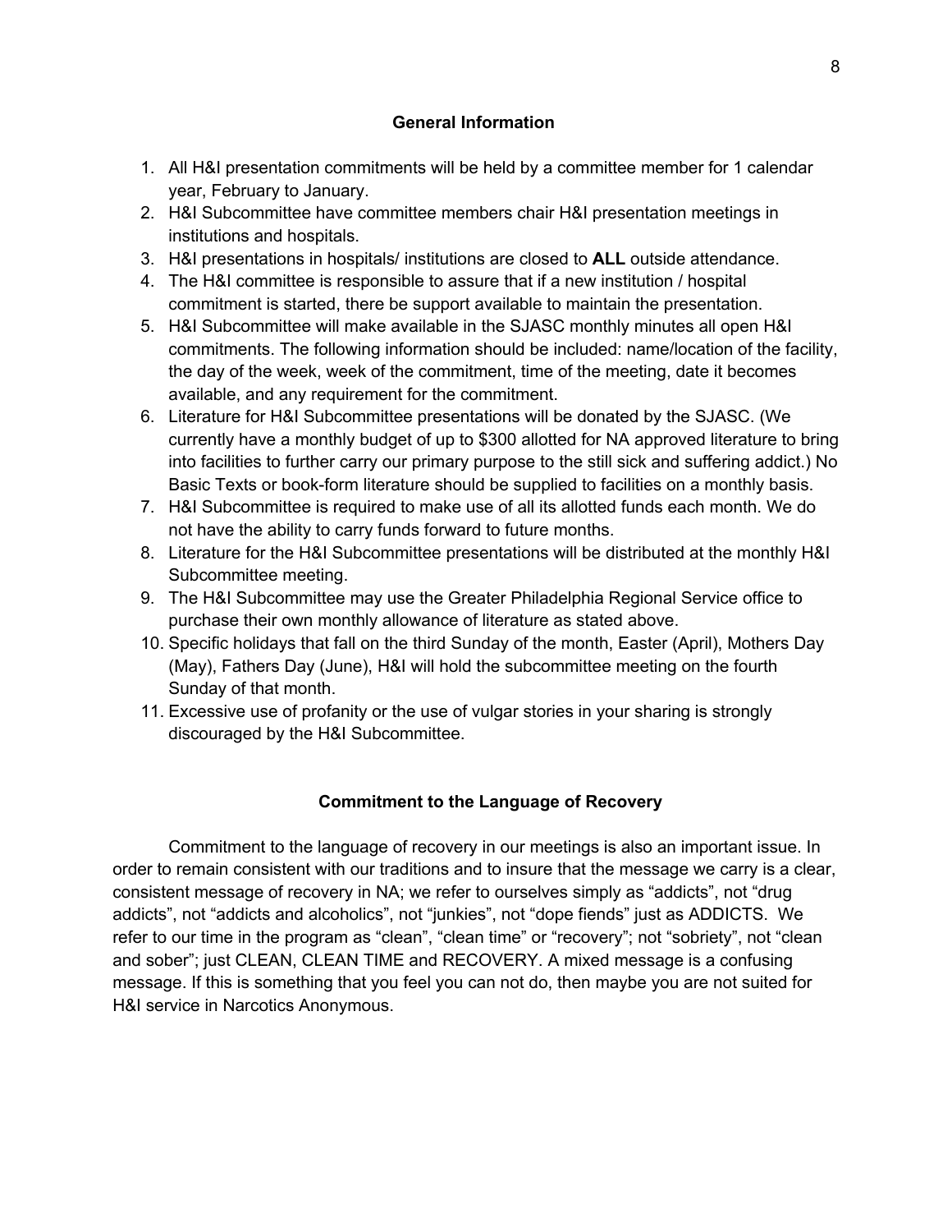## General Information

1. All H&I presentation commitments will be held by a committee member for 1 calendar year, February to January.
2. H&I Subcommittee have committee members chair H&I presentation meetings in institutions and hospitals.
3. H&I presentations in hospitals/ institutions are closed to **ALL** outside attendance.
4. The H&I committee is responsible to assure that if a new institution / hospital commitment is started, there be support available to maintain the presentation.
5. H&I Subcommittee will make available in the SJASC monthly minutes all open H&I commitments. The following information should be included: name/location of the facility, the day of the week, week of the commitment, time of the meeting, date it becomes available, and any requirement for the commitment.
6. Literature for H&I Subcommittee presentations will be donated by the SJASC. (We currently have a monthly budget of up to $300 allotted for NA approved literature to bring into facilities to further carry our primary purpose to the still sick and suffering addict.) No Basic Texts or book-form literature should be supplied to facilities on a monthly basis.
7. H&I Subcommittee is required to make use of all its allotted funds each month. We do not have the ability to carry funds forward to future months.
8. Literature for the H&I Subcommittee presentations will be distributed at the monthly H&I Subcommittee meeting.
9. The H&I Subcommittee may use the Greater Philadelphia Regional Service office to purchase their own monthly allowance of literature as stated above.
10. Specific holidays that fall on the third Sunday of the month, Easter (April), Mothers Day (May), Fathers Day (June), H&I will hold the subcommittee meeting on the fourth Sunday of that month.
11. Excessive use of profanity or the use of vulgar stories in your sharing is strongly discouraged by the H&I Subcommittee.

## Commitment to the Language of Recovery

Commitment to the language of recovery in our meetings is also an important issue. In order to remain consistent with our traditions and to insure that the message we carry is a clear, consistent message of recovery in NA; we refer to ourselves simply as “addicts”, not “drug addicts”, not “addicts and alcoholics”, not “junkies”, not “dope fiends” just as ADDICTS. We refer to our time in the program as “clean”, “clean time” or “recovery”; not “sobriety”, not “clean and sober”; just CLEAN, CLEAN TIME and RECOVERY. A mixed message is a confusing message. If this is something that you feel you can not do, then maybe you are not suited for H&I service in Narcotics Anonymous.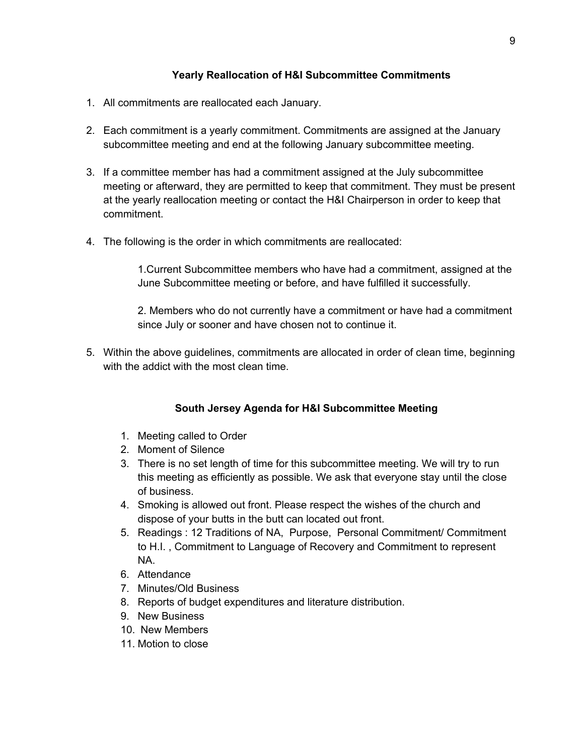### Yearly Reallocation of H&I Subcommittee Commitments

1. All commitments are reallocated each January.

2. Each commitment is a yearly commitment. Commitments are assigned at the January subcommittee meeting and end at the following January subcommittee meeting.

3. If a committee member has had a commitment assigned at the July subcommittee meeting or afterward, they are permitted to keep that commitment. They must be present at the yearly reallocation meeting or contact the H&I Chairperson in order to keep that commitment.

4. The following is the order in which commitments are reallocated:

   1.Current Subcommittee members who have had a commitment, assigned at the June Subcommittee meeting or before, and have fulfilled it successfully.

   2. Members who do not currently have a commitment or have had a commitment since July or sooner and have chosen not to continue it.

5. Within the above guidelines, commitments are allocated in order of clean time, beginning with the addict with the most clean time.

### South Jersey Agenda for H&I Subcommittee Meeting

1. Meeting called to Order
2. Moment of Silence
3. There is no set length of time for this subcommittee meeting. We will try to run this meeting as efficiently as possible. We ask that everyone stay until the close of business.
4. Smoking is allowed out front. Please respect the wishes of the church and dispose of your butts in the butt can located out front.
5. Readings : 12 Traditions of NA, Purpose, Personal Commitment/ Commitment to H.I. , Commitment to Language of Recovery and Commitment to represent NA.
6. Attendance
7. Minutes/Old Business
8. Reports of budget expenditures and literature distribution.
9. New Business
10. New Members
11. Motion to close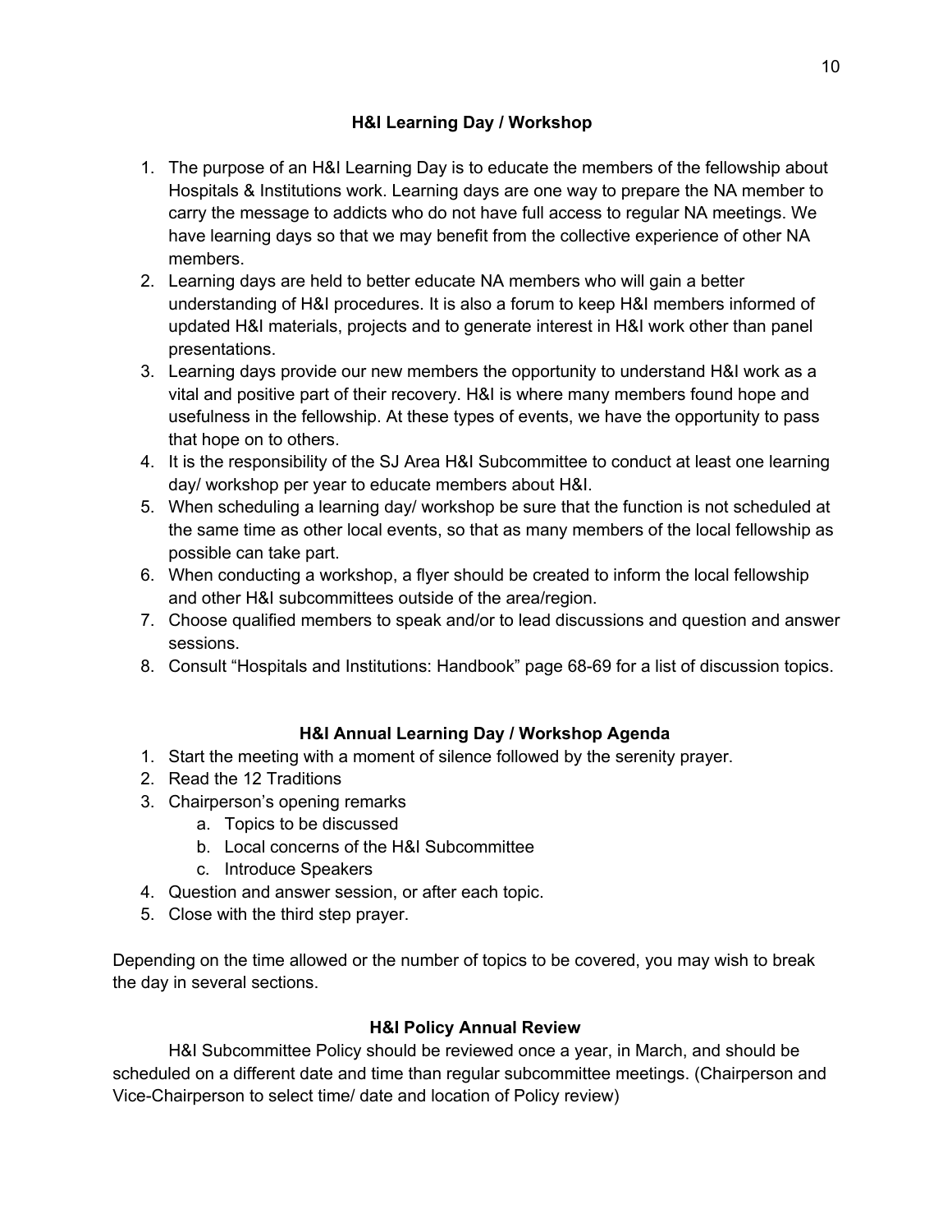## H&I Learning Day / Workshop

1. The purpose of an H&I Learning Day is to educate the members of the fellowship about Hospitals & Institutions work. Learning days are one way to prepare the NA member to carry the message to addicts who do not have full access to regular NA meetings. We have learning days so that we may benefit from the collective experience of other NA members.
2. Learning days are held to better educate NA members who will gain a better understanding of H&I procedures. It is also a forum to keep H&I members informed of updated H&I materials, projects and to generate interest in H&I work other than panel presentations.
3. Learning days provide our new members the opportunity to understand H&I work as a vital and positive part of their recovery. H&I is where many members found hope and usefulness in the fellowship. At these types of events, we have the opportunity to pass that hope on to others.
4. It is the responsibility of the SJ Area H&I Subcommittee to conduct at least one learning day/ workshop per year to educate members about H&I.
5. When scheduling a learning day/ workshop be sure that the function is not scheduled at the same time as other local events, so that as many members of the local fellowship as possible can take part.
6. When conducting a workshop, a flyer should be created to inform the local fellowship and other H&I subcommittees outside of the area/region.
7. Choose qualified members to speak and/or to lead discussions and question and answer sessions.
8. Consult "Hospitals and Institutions: Handbook" page 68-69 for a list of discussion topics.

## H&I Annual Learning Day / Workshop Agenda

1. Start the meeting with a moment of silence followed by the serenity prayer.
2. Read the 12 Traditions
3. Chairperson's opening remarks
   a. Topics to be discussed
   b. Local concerns of the H&I Subcommittee
   c. Introduce Speakers
4. Question and answer session, or after each topic.
5. Close with the third step prayer.

Depending on the time allowed or the number of topics to be covered, you may wish to break the day in several sections.

## H&I Policy Annual Review

H&I Subcommittee Policy should be reviewed once a year, in March, and should be scheduled on a different date and time than regular subcommittee meetings. (Chairperson and Vice-Chairperson to select time/ date and location of Policy review)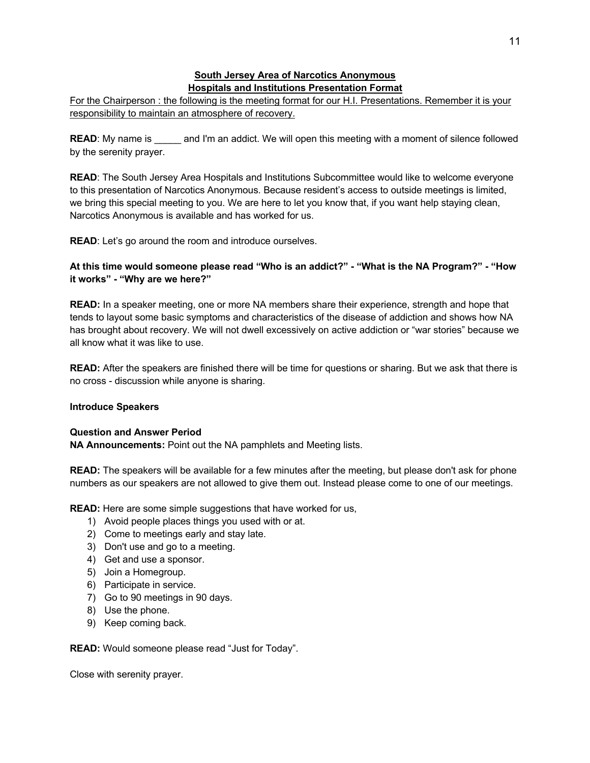# South Jersey Area of Narcotics Anonymous
## Hospitals and Institutions Presentation Format

For the Chairperson : the following is the meeting format for our H.I. Presentations. Remember it is your responsibility to maintain an atmosphere of recovery.

**READ**: My name is _____ and I'm an addict. We will open this meeting with a moment of silence followed by the serenity prayer.

**READ**: The South Jersey Area Hospitals and Institutions Subcommittee would like to welcome everyone to this presentation of Narcotics Anonymous. Because resident's access to outside meetings is limited, we bring this special meeting to you. We are here to let you know that, if you want help staying clean, Narcotics Anonymous is available and has worked for us.

**READ**: Let's go around the room and introduce ourselves.

**At this time would someone please read "Who is an addict?" - "What is the NA Program?" - "How it works" - "Why are we here?"**

**READ:** In a speaker meeting, one or more NA members share their experience, strength and hope that tends to layout some basic symptoms and characteristics of the disease of addiction and shows how NA has brought about recovery. We will not dwell excessively on active addiction or "war stories" because we all know what it was like to use.

**READ:** After the speakers are finished there will be time for questions or sharing. But we ask that there is no cross - discussion while anyone is sharing.

**Introduce Speakers**

**Question and Answer Period**

**NA Announcements:** Point out the NA pamphlets and Meeting lists.

**READ:** The speakers will be available for a few minutes after the meeting, but please don't ask for phone numbers as our speakers are not allowed to give them out. Instead please come to one of our meetings.

**READ:** Here are some simple suggestions that have worked for us,

1) Avoid people places things you used with or at.
2) Come to meetings early and stay late.
3) Don't use and go to a meeting.
4) Get and use a sponsor.
5) Join a Homegroup.
6) Participate in service.
7) Go to 90 meetings in 90 days.
8) Use the phone.
9) Keep coming back.

**READ:** Would someone please read "Just for Today".

Close with serenity prayer.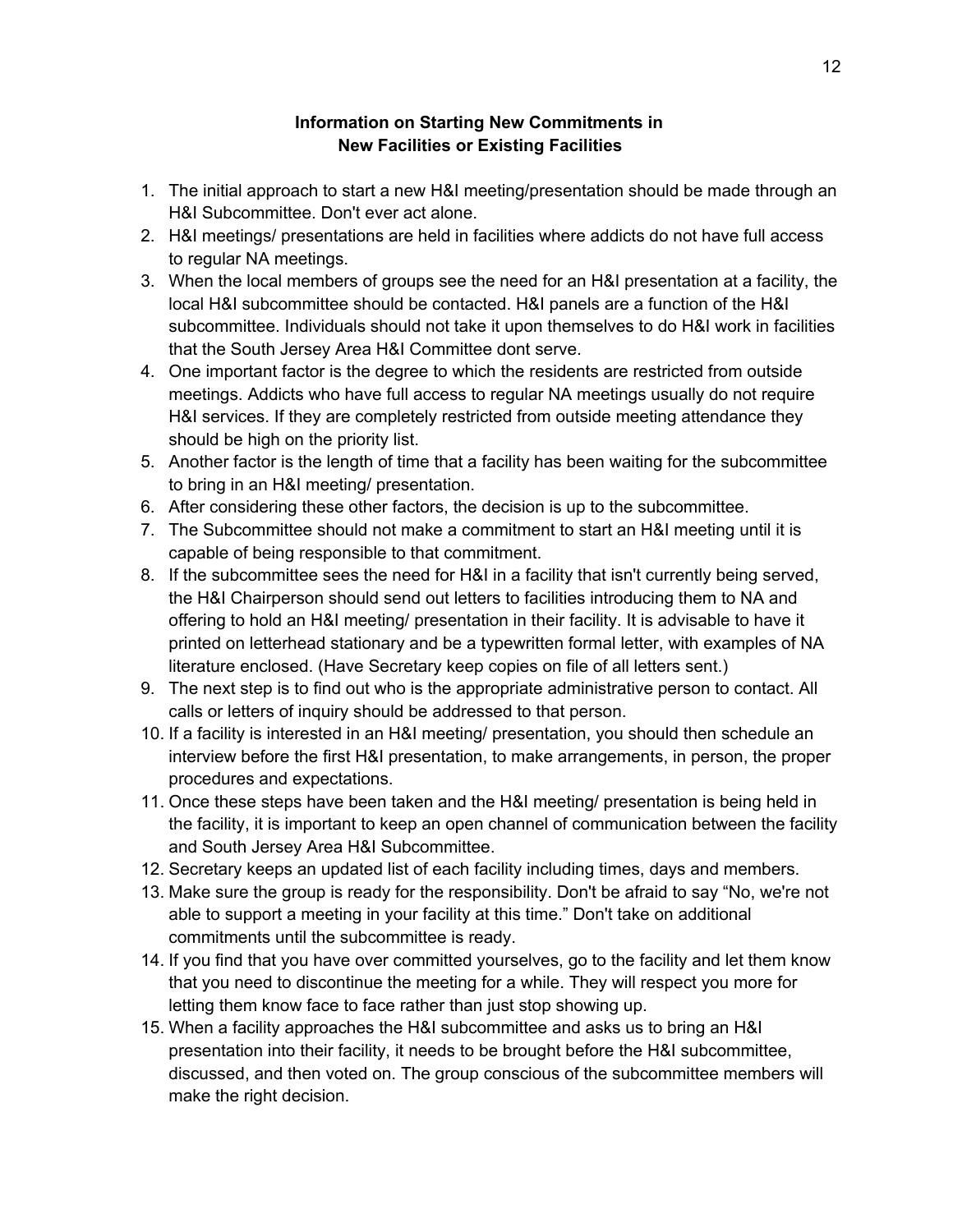## Information on Starting New Commitments in New Facilities or Existing Facilities

1. The initial approach to start a new H&I meeting/presentation should be made through an H&I Subcommittee. Don't ever act alone.
2. H&I meetings/ presentations are held in facilities where addicts do not have full access to regular NA meetings.
3. When the local members of groups see the need for an H&I presentation at a facility, the local H&I subcommittee should be contacted. H&I panels are a function of the H&I subcommittee. Individuals should not take it upon themselves to do H&I work in facilities that the South Jersey Area H&I Committee dont serve.
4. One important factor is the degree to which the residents are restricted from outside meetings. Addicts who have full access to regular NA meetings usually do not require H&I services. If they are completely restricted from outside meeting attendance they should be high on the priority list.
5. Another factor is the length of time that a facility has been waiting for the subcommittee to bring in an H&I meeting/ presentation.
6. After considering these other factors, the decision is up to the subcommittee.
7. The Subcommittee should not make a commitment to start an H&I meeting until it is capable of being responsible to that commitment.
8. If the subcommittee sees the need for H&I in a facility that isn't currently being served, the H&I Chairperson should send out letters to facilities introducing them to NA and offering to hold an H&I meeting/ presentation in their facility. It is advisable to have it printed on letterhead stationary and be a typewritten formal letter, with examples of NA literature enclosed. (Have Secretary keep copies on file of all letters sent.)
9. The next step is to find out who is the appropriate administrative person to contact. All calls or letters of inquiry should be addressed to that person.
10. If a facility is interested in an H&I meeting/ presentation, you should then schedule an interview before the first H&I presentation, to make arrangements, in person, the proper procedures and expectations.
11. Once these steps have been taken and the H&I meeting/ presentation is being held in the facility, it is important to keep an open channel of communication between the facility and South Jersey Area H&I Subcommittee.
12. Secretary keeps an updated list of each facility including times, days and members.
13. Make sure the group is ready for the responsibility. Don't be afraid to say “No, we're not able to support a meeting in your facility at this time.” Don't take on additional commitments until the subcommittee is ready.
14. If you find that you have over committed yourselves, go to the facility and let them know that you need to discontinue the meeting for a while. They will respect you more for letting them know face to face rather than just stop showing up.
15. When a facility approaches the H&I subcommittee and asks us to bring an H&I presentation into their facility, it needs to be brought before the H&I subcommittee, discussed, and then voted on. The group conscious of the subcommittee members will make the right decision.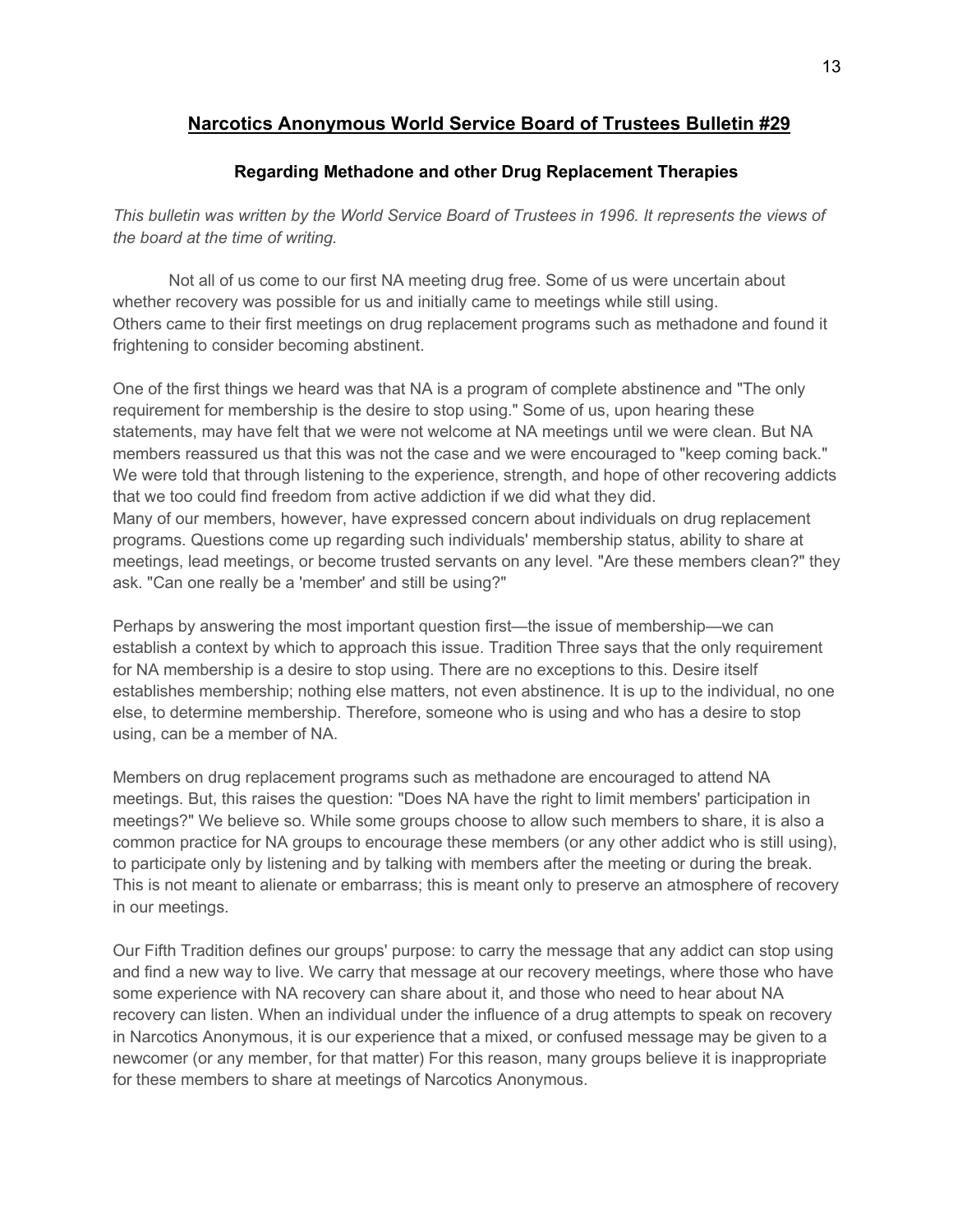## Narcotics Anonymous World Service Board of Trustees Bulletin #29

### Regarding Methadone and other Drug Replacement Therapies

*This bulletin was written by the World Service Board of Trustees in 1996. It represents the views of the board at the time of writing.*

Not all of us come to our first NA meeting drug free. Some of us were uncertain about whether recovery was possible for us and initially came to meetings while still using. Others came to their first meetings on drug replacement programs such as methadone and found it frightening to consider becoming abstinent.

One of the first things we heard was that NA is a program of complete abstinence and "The only requirement for membership is the desire to stop using." Some of us, upon hearing these statements, may have felt that we were not welcome at NA meetings until we were clean. But NA members reassured us that this was not the case and we were encouraged to "keep coming back." We were told that through listening to the experience, strength, and hope of other recovering addicts that we too could find freedom from active addiction if we did what they did.
Many of our members, however, have expressed concern about individuals on drug replacement programs. Questions come up regarding such individuals' membership status, ability to share at meetings, lead meetings, or become trusted servants on any level. "Are these members clean?" they ask. "Can one really be a 'member' and still be using?"

Perhaps by answering the most important question first—the issue of membership—we can establish a context by which to approach this issue. Tradition Three says that the only requirement for NA membership is a desire to stop using. There are no exceptions to this. Desire itself establishes membership; nothing else matters, not even abstinence. It is up to the individual, no one else, to determine membership. Therefore, someone who is using and who has a desire to stop using, can be a member of NA.

Members on drug replacement programs such as methadone are encouraged to attend NA meetings. But, this raises the question: "Does NA have the right to limit members' participation in meetings?" We believe so. While some groups choose to allow such members to share, it is also a common practice for NA groups to encourage these members (or any other addict who is still using), to participate only by listening and by talking with members after the meeting or during the break. This is not meant to alienate or embarrass; this is meant only to preserve an atmosphere of recovery in our meetings.

Our Fifth Tradition defines our groups' purpose: to carry the message that any addict can stop using and find a new way to live. We carry that message at our recovery meetings, where those who have some experience with NA recovery can share about it, and those who need to hear about NA recovery can listen. When an individual under the influence of a drug attempts to speak on recovery in Narcotics Anonymous, it is our experience that a mixed, or confused message may be given to a newcomer (or any member, for that matter) For this reason, many groups believe it is inappropriate for these members to share at meetings of Narcotics Anonymous.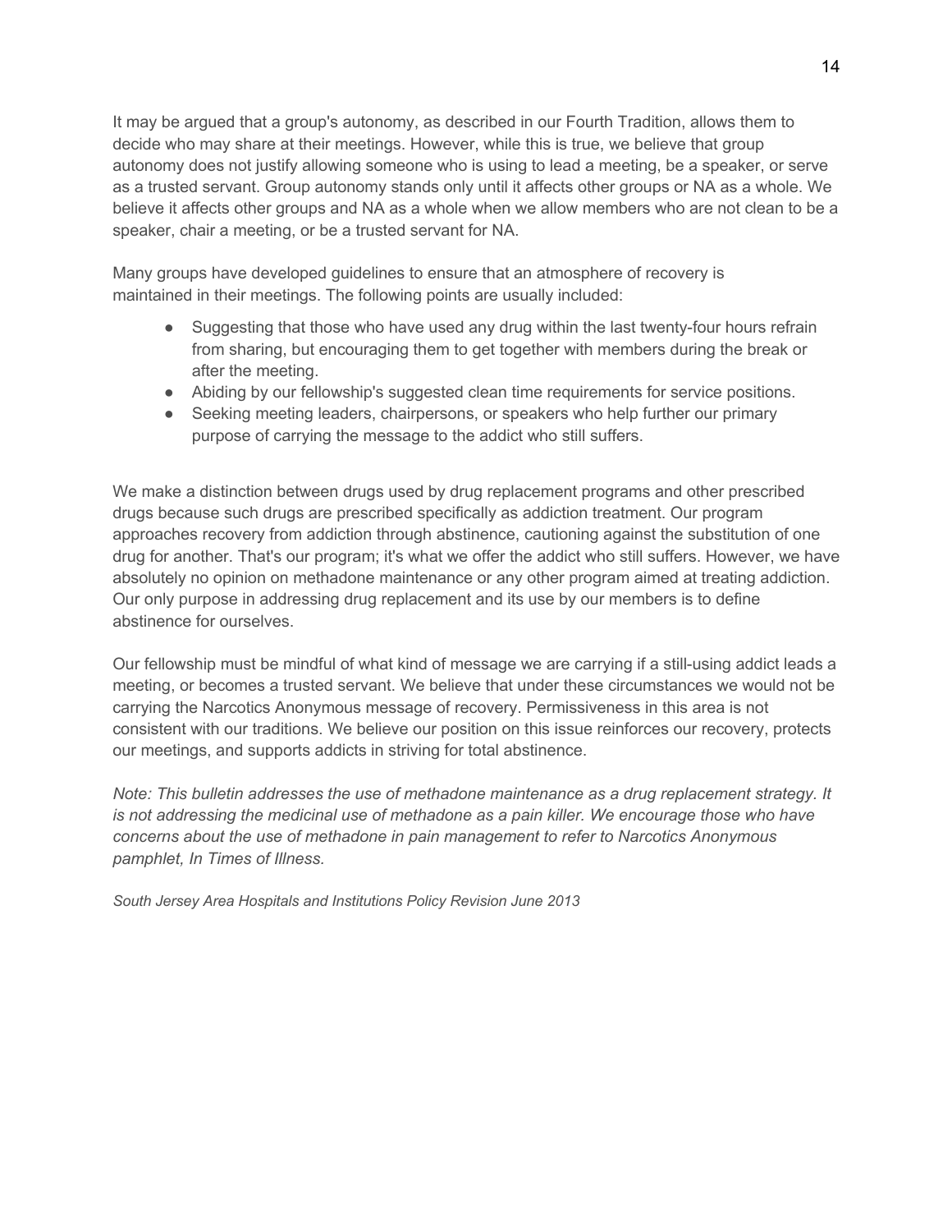It may be argued that a group's autonomy, as described in our Fourth Tradition, allows them to decide who may share at their meetings. However, while this is true, we believe that group autonomy does not justify allowing someone who is using to lead a meeting, be a speaker, or serve as a trusted servant. Group autonomy stands only until it affects other groups or NA as a whole. We believe it affects other groups and NA as a whole when we allow members who are not clean to be a speaker, chair a meeting, or be a trusted servant for NA.

Many groups have developed guidelines to ensure that an atmosphere of recovery is maintained in their meetings. The following points are usually included:

- Suggesting that those who have used any drug within the last twenty-four hours refrain from sharing, but encouraging them to get together with members during the break or after the meeting.
- Abiding by our fellowship's suggested clean time requirements for service positions.
- Seeking meeting leaders, chairpersons, or speakers who help further our primary purpose of carrying the message to the addict who still suffers.

We make a distinction between drugs used by drug replacement programs and other prescribed drugs because such drugs are prescribed specifically as addiction treatment. Our program approaches recovery from addiction through abstinence, cautioning against the substitution of one drug for another. That's our program; it's what we offer the addict who still suffers. However, we have absolutely no opinion on methadone maintenance or any other program aimed at treating addiction. Our only purpose in addressing drug replacement and its use by our members is to define abstinence for ourselves.

Our fellowship must be mindful of what kind of message we are carrying if a still-using addict leads a meeting, or becomes a trusted servant. We believe that under these circumstances we would not be carrying the Narcotics Anonymous message of recovery. Permissiveness in this area is not consistent with our traditions. We believe our position on this issue reinforces our recovery, protects our meetings, and supports addicts in striving for total abstinence.

*Note: This bulletin addresses the use of methadone maintenance as a drug replacement strategy. It is not addressing the medicinal use of methadone as a pain killer. We encourage those who have concerns about the use of methadone in pain management to refer to Narcotics Anonymous pamphlet, In Times of Illness.*

*South Jersey Area Hospitals and Institutions Policy Revision June 2013*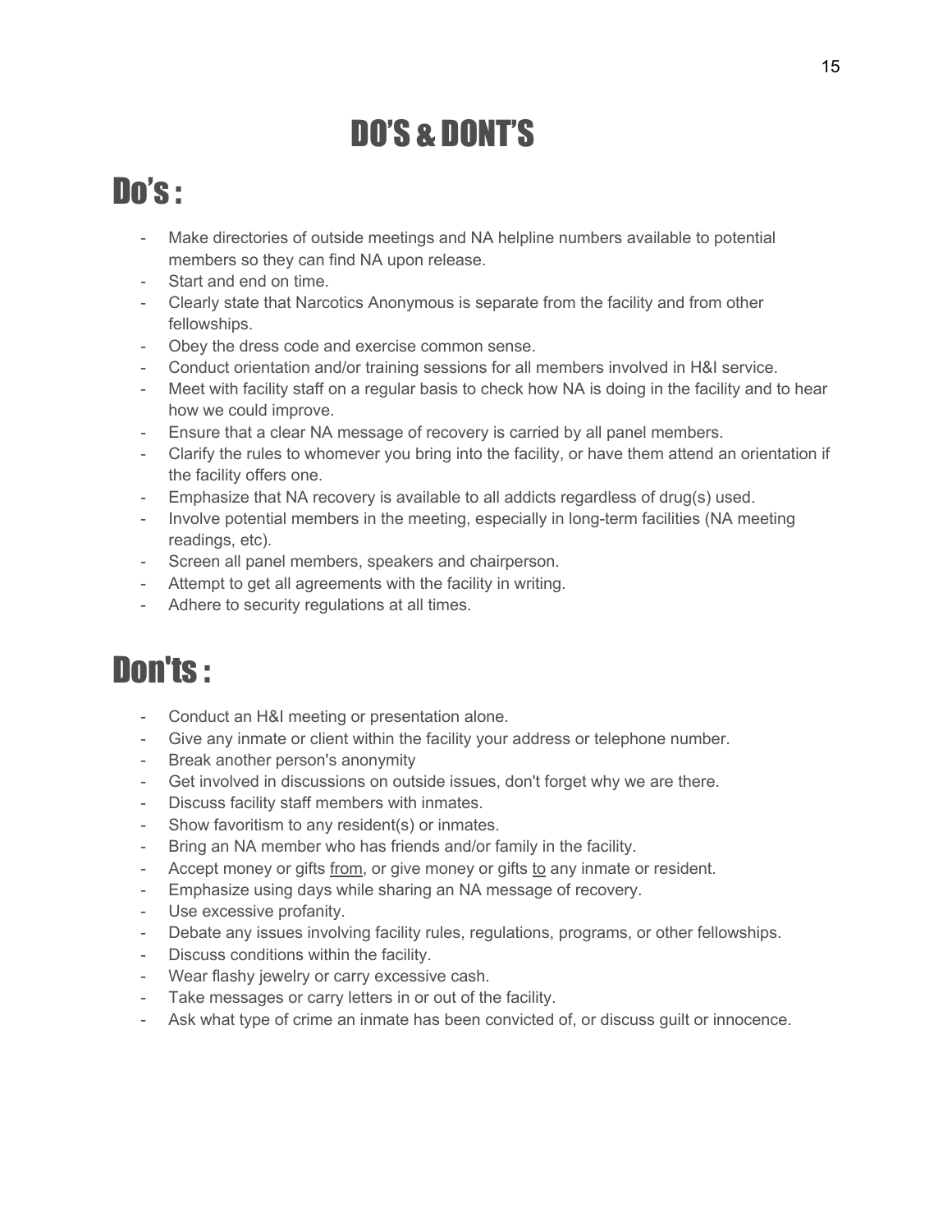# DO'S & DONT'S

## Do's :

- Make directories of outside meetings and NA helpline numbers available to potential members so they can find NA upon release.
- Start and end on time.
- Clearly state that Narcotics Anonymous is separate from the facility and from other fellowships.
- Obey the dress code and exercise common sense.
- Conduct orientation and/or training sessions for all members involved in H&I service.
- Meet with facility staff on a regular basis to check how NA is doing in the facility and to hear how we could improve.
- Ensure that a clear NA message of recovery is carried by all panel members.
- Clarify the rules to whomever you bring into the facility, or have them attend an orientation if the facility offers one.
- Emphasize that NA recovery is available to all addicts regardless of drug(s) used.
- Involve potential members in the meeting, especially in long-term facilities (NA meeting readings, etc).
- Screen all panel members, speakers and chairperson.
- Attempt to get all agreements with the facility in writing.
- Adhere to security regulations at all times.

## Don'ts :

- Conduct an H&I meeting or presentation alone.
- Give any inmate or client within the facility your address or telephone number.
- Break another person's anonymity
- Get involved in discussions on outside issues, don't forget why we are there.
- Discuss facility staff members with inmates.
- Show favoritism to any resident(s) or inmates.
- Bring an NA member who has friends and/or family in the facility.
- Accept money or gifts <u>from</u>, or give money or gifts <u>to</u> any inmate or resident.
- Emphasize using days while sharing an NA message of recovery.
- Use excessive profanity.
- Debate any issues involving facility rules, regulations, programs, or other fellowships.
- Discuss conditions within the facility.
- Wear flashy jewelry or carry excessive cash.
- Take messages or carry letters in or out of the facility.
- Ask what type of crime an inmate has been convicted of, or discuss guilt or innocence.